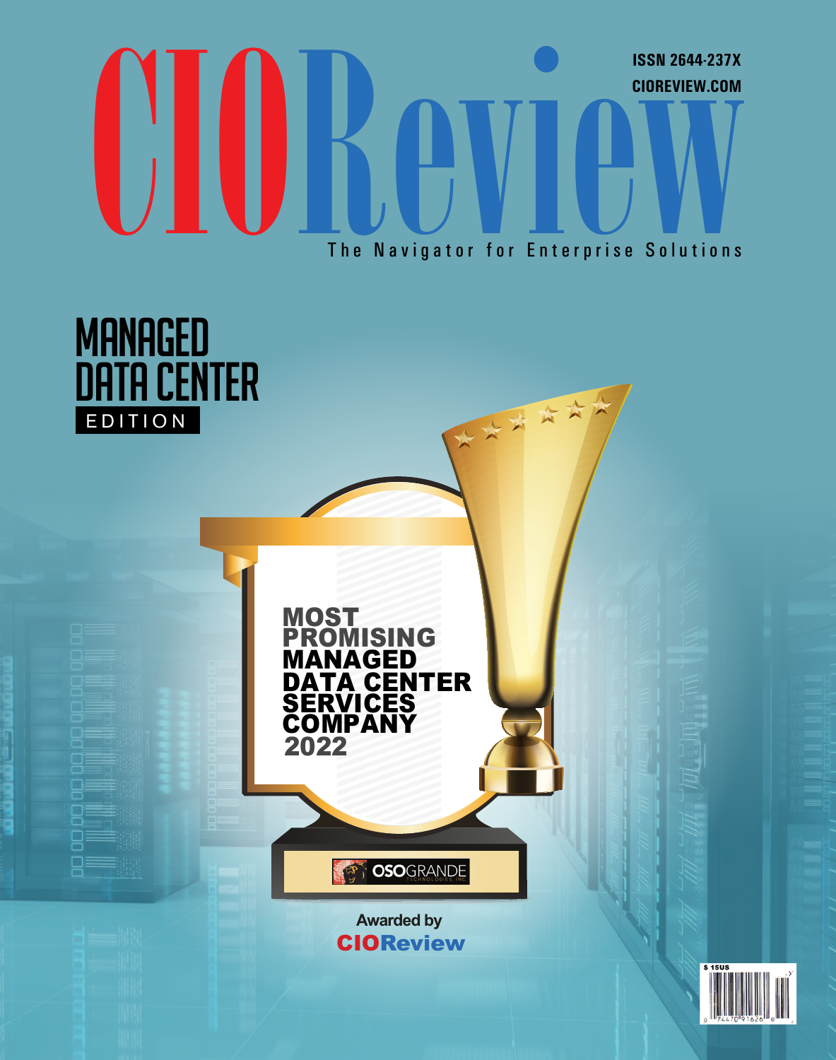# CIOReview

ISSN 2644-237X

CIOREVIEW.COM

The Navigator for Enterprise Solutions

## MANAGED DATA CENTER EDITION

**MOST PROMISING MANAGED DATA CENTER SERVICES COMPANY 2022**

OSOGRANDE TECHNOLOGIES, INC

Awarded by

CIOReview

$ 15US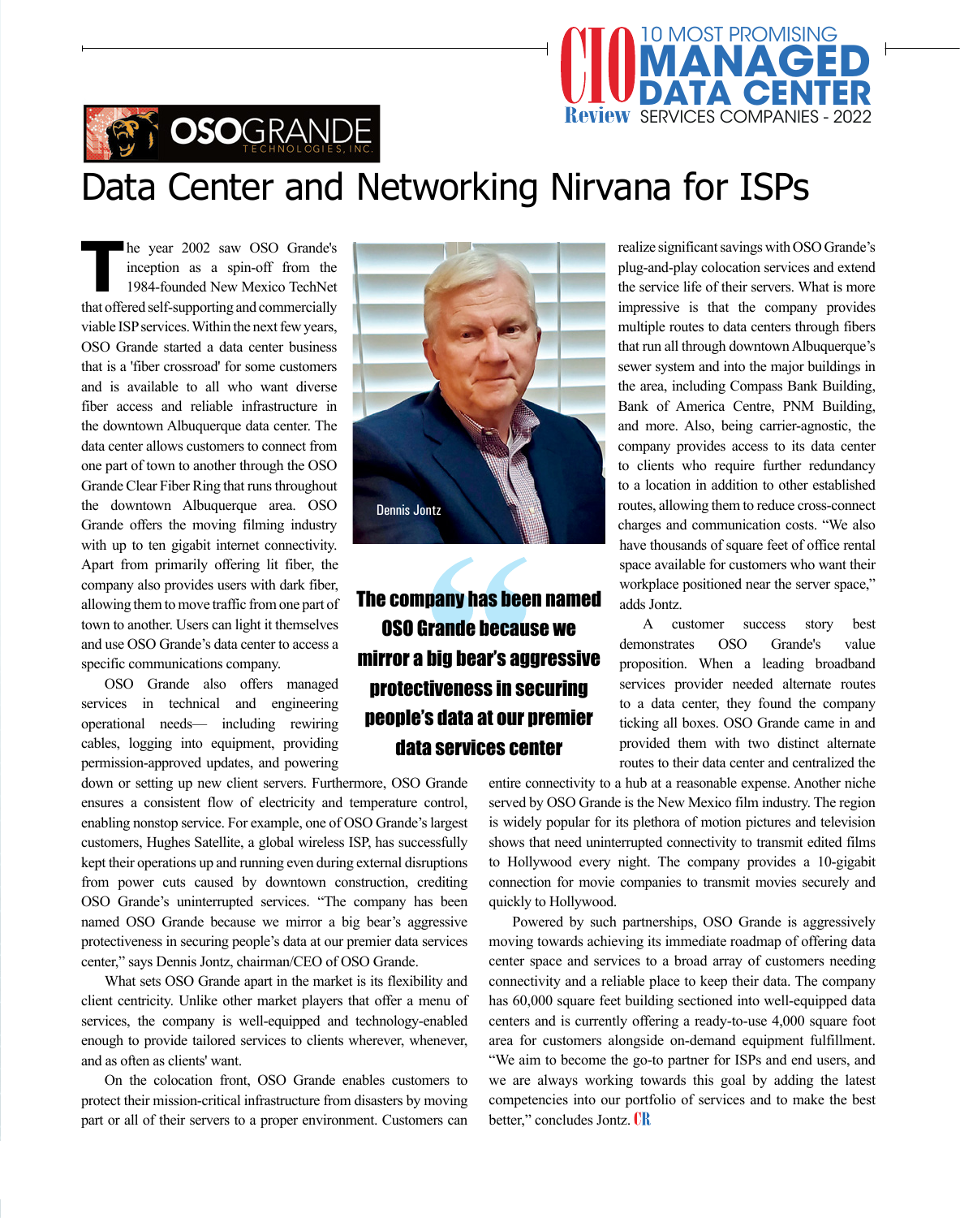CIO Review — 10 MOST PROMISING MANAGED DATA CENTER SERVICES COMPANIES - 2022

OSOGRANDE TECHNOLOGIES, INC.

# Data Center and Networking Nirvana for ISPs

The year 2002 saw OSO Grande's inception as a spin-off from the 1984-founded New Mexico TechNet that offered self-supporting and commercially viable ISP services. Within the next few years, OSO Grande started a data center business that is a 'fiber crossroad' for some customers and is available to all who want diverse fiber access and reliable infrastructure in the downtown Albuquerque data center. The data center allows customers to connect from one part of town to another through the OSO Grande Clear Fiber Ring that runs throughout the downtown Albuquerque area. OSO Grande offers the moving filming industry with up to ten gigabit internet connectivity. Apart from primarily offering lit fiber, the company also provides users with dark fiber, allowing them to move traffic from one part of town to another. Users can light it themselves and use OSO Grande's data center to access a specific communications company.

OSO Grande also offers managed services in technical and engineering operational needs— including rewiring cables, logging into equipment, providing permission-approved updates, and powering down or setting up new client servers. Furthermore, OSO Grande ensures a consistent flow of electricity and temperature control, enabling nonstop service. For example, one of OSO Grande's largest customers, Hughes Satellite, a global wireless ISP, has successfully kept their operations up and running even during external disruptions from power cuts caused by downtown construction, crediting OSO Grande's uninterrupted services. "The company has been named OSO Grande because we mirror a big bear's aggressive protectiveness in securing people's data at our premier data services center," says Dennis Jontz, chairman/CEO of OSO Grande.

What sets OSO Grande apart in the market is its flexibility and client centricity. Unlike other market players that offer a menu of services, the company is well-equipped and technology-enabled enough to provide tailored services to clients wherever, whenever, and as often as clients' want.

On the colocation front, OSO Grande enables customers to protect their mission-critical infrastructure from disasters by moving part or all of their servers to a proper environment. Customers can realize significant savings with OSO Grande's plug-and-play colocation services and extend the service life of their servers. What is more impressive is that the company provides multiple routes to data centers through fibers that run all through downtown Albuquerque's sewer system and into the major buildings in the area, including Compass Bank Building, Bank of America Centre, PNM Building, and more. Also, being carrier-agnostic, the company provides access to its data center to clients who require further redundancy to a location in addition to other established routes, allowing them to reduce cross-connect charges and communication costs. "We also have thousands of square feet of office rental space available for customers who want their workplace positioned near the server space," adds Jontz.

Dennis Jontz

> **The company has been named OSO Grande because we mirror a big bear's aggressive protectiveness in securing people's data at our premier data services center**

A customer success story best demonstrates OSO Grande's value proposition. When a leading broadband services provider needed alternate routes to a data center, they found the company ticking all boxes. OSO Grande came in and provided them with two distinct alternate routes to their data center and centralized the entire connectivity to a hub at a reasonable expense. Another niche served by OSO Grande is the New Mexico film industry. The region is widely popular for its plethora of motion pictures and television shows that need uninterrupted connectivity to transmit edited films to Hollywood every night. The company provides a 10-gigabit connection for movie companies to transmit movies securely and quickly to Hollywood.

Powered by such partnerships, OSO Grande is aggressively moving towards achieving its immediate roadmap of offering data center space and services to a broad array of customers needing connectivity and a reliable place to keep their data. The company has 60,000 square feet building sectioned into well-equipped data centers and is currently offering a ready-to-use 4,000 square foot area for customers alongside on-demand equipment fulfillment. "We aim to become the go-to partner for ISPs and end users, and we are always working towards this goal by adding the latest competencies into our portfolio of services and to make the best better," concludes Jontz. CR